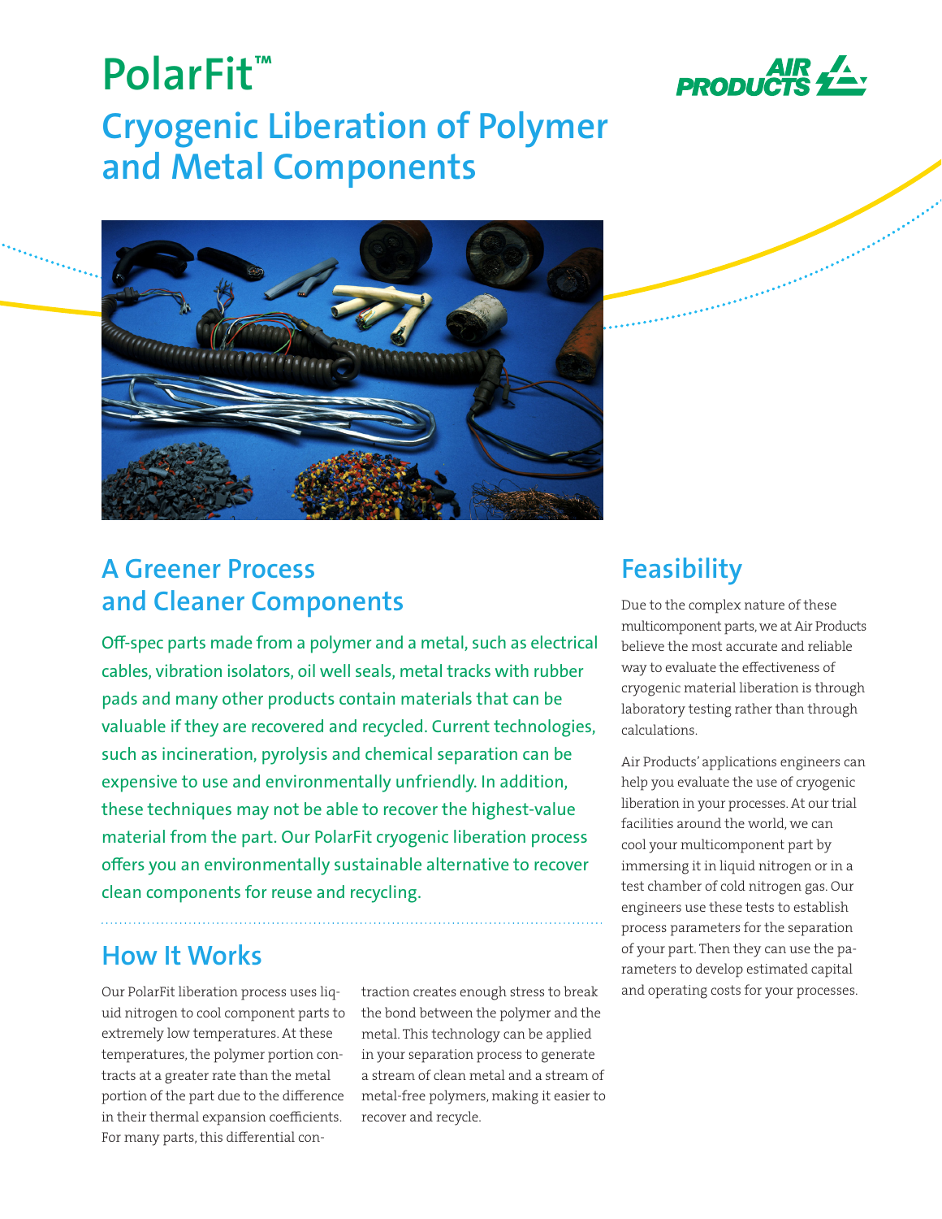# PolarFit™

## Cryogenic Liberation of Polymer and Metal Components

## A Greener Process and Cleaner Components

Off-spec parts made from a polymer and a metal, such as electrical cables, vibration isolators, oil well seals, metal tracks with rubber pads and many other products contain materials that can be valuable if they are recovered and recycled. Current technologies, such as incineration, pyrolysis and chemical separation can be expensive to use and environmentally unfriendly. In addition, these techniques may not be able to recover the highest-value material from the part. Our PolarFit cryogenic liberation process offers you an environmentally sustainable alternative to recover clean components for reuse and recycling.

## How It Works

Our PolarFit liberation process uses liquid nitrogen to cool component parts to extremely low temperatures. At these temperatures, the polymer portion contracts at a greater rate than the metal portion of the part due to the difference in their thermal expansion coefficients. For many parts, this differential contraction creates enough stress to break the bond between the polymer and the metal. This technology can be applied in your separation process to generate a stream of clean metal and a stream of metal-free polymers, making it easier to recover and recycle.

## Feasibility

Due to the complex nature of these multicomponent parts, we at Air Products believe the most accurate and reliable way to evaluate the effectiveness of cryogenic material liberation is through laboratory testing rather than through calculations.

Air Products' applications engineers can help you evaluate the use of cryogenic liberation in your processes. At our trial facilities around the world, we can cool your multicomponent part by immersing it in liquid nitrogen or in a test chamber of cold nitrogen gas. Our engineers use these tests to establish process parameters for the separation of your part. Then they can use the parameters to develop estimated capital and operating costs for your processes.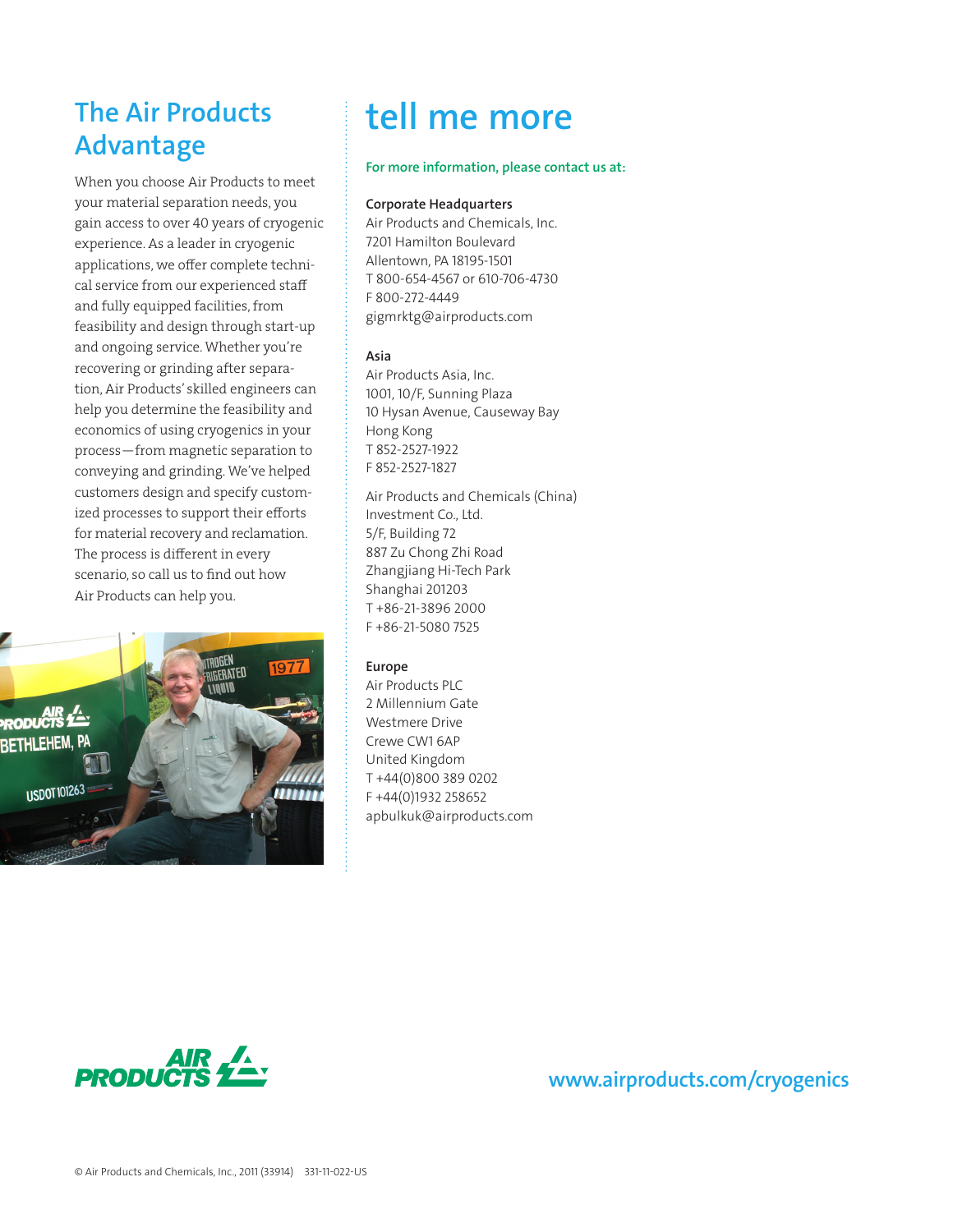## The Air Products Advantage

When you choose Air Products to meet your material separation needs, you gain access to over 40 years of cryogenic experience. As a leader in cryogenic applications, we offer complete technical service from our experienced staff and fully equipped facilities, from feasibility and design through start-up and ongoing service. Whether you're recovering or grinding after separation, Air Products' skilled engineers can help you determine the feasibility and economics of using cryogenics in your process—from magnetic separation to conveying and grinding. We've helped customers design and specify customized processes to support their efforts for material recovery and reclamation. The process is different in every scenario, so call us to find out how Air Products can help you.

# tell me more

**For more information, please contact us at:**

**Corporate Headquarters**
Air Products and Chemicals, Inc.
7201 Hamilton Boulevard
Allentown, PA 18195-1501
T 800-654-4567 or 610-706-4730
F 800-272-4449
gigmrktg@airproducts.com

**Asia**
Air Products Asia, Inc.
1001, 10/F, Sunning Plaza
10 Hysan Avenue, Causeway Bay
Hong Kong
T 852-2527-1922
F 852-2527-1827

Air Products and Chemicals (China)
Investment Co., Ltd.
5/F, Building 72
887 Zu Chong Zhi Road
Zhangjiang Hi-Tech Park
Shanghai 201203
T +86-21-3896 2000
F +86-21-5080 7525

**Europe**
Air Products PLC
2 Millennium Gate
Westmere Drive
Crewe CW1 6AP
United Kingdom
T +44(0)800 389 0202
F +44(0)1932 258652
apbulkuk@airproducts.com

www.airproducts.com/cryogenics

© Air Products and Chemicals, Inc., 2011 (33914) 331-11-022-US